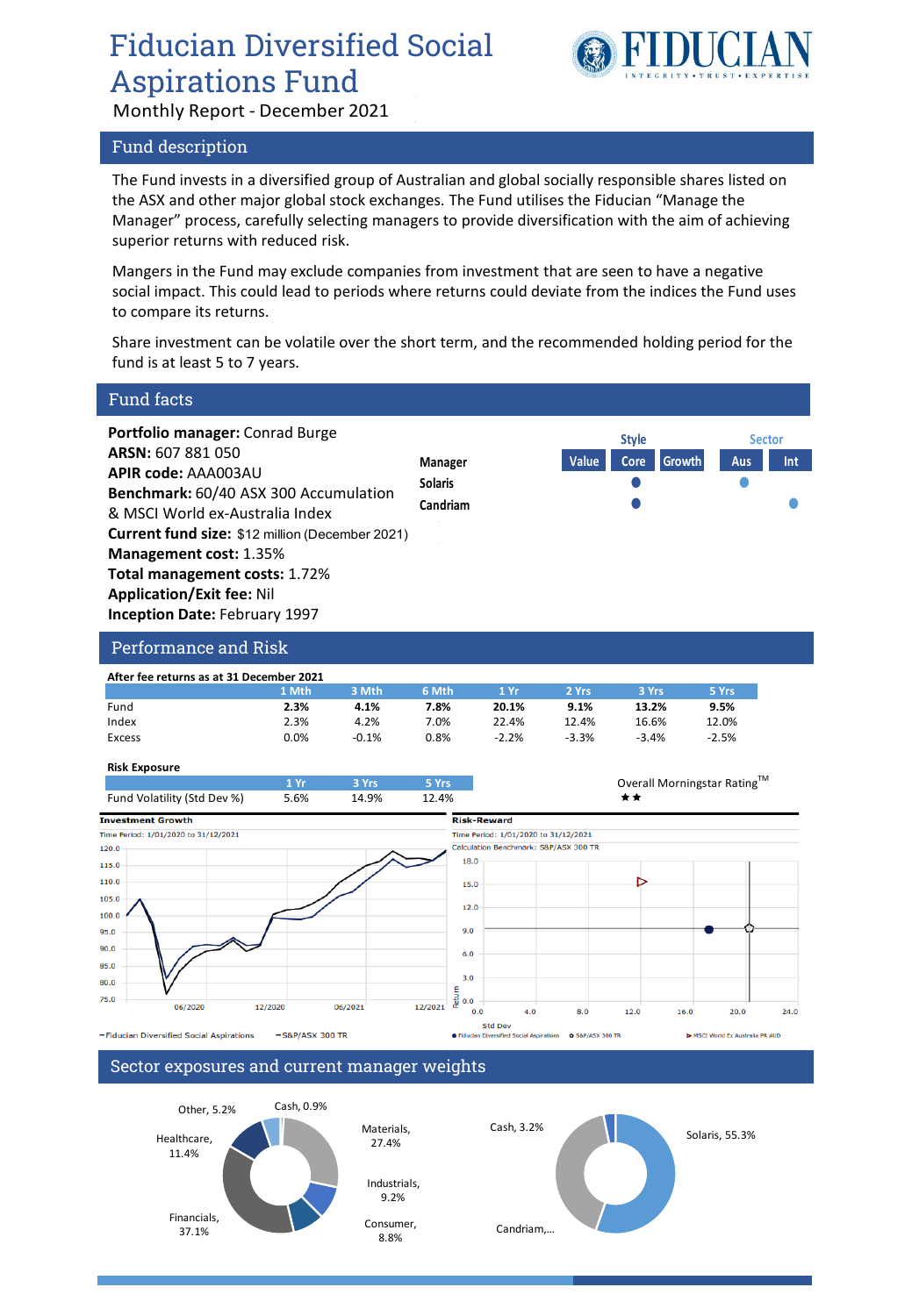# Fiducian Diversified Social Aspirations Fund

Monthly Report - December 2021

## Fund description

The Fund invests in a diversified group of Australian and global socially responsible shares listed on the ASX and other major global stock exchanges. The Fund utilises the Fiducian "Manage the Manager" process, carefully selecting managers to provide diversification with the aim of achieving superior returns with reduced risk.

Mangers in the Fund may exclude companies from investment that are seen to have a negative social impact. This could lead to periods where returns could deviate from the indices the Fund uses to compare its returns.

Share investment can be volatile over the short term, and the recommended holding period for the fund is at least 5 to 7 years.

## Fund facts

**Portfolio manager:** Conrad Burge
**ARSN:** 607 881 050
**APIR code:** AAA003AU
**Benchmark:** 60/40 ASX 300 Accumulation & MSCI World ex-Australia Index
**Current fund size:** $12 million (December 2021)
**Management cost:** 1.35%
**Total management costs:** 1.72%
**Application/Exit fee:** Nil
**Inception Date:** February 1997

| Manager | Style: Value | Style: Core | Style: Growth | Sector: Aus | Sector: Int |
|---|---|---|---|---|---|
| Solaris | | ● | | ● | |
| Candriam | | ● | | | ● |

## Performance and Risk

**After fee returns as at 31 December 2021**

| | 1 Mth | 3 Mth | 6 Mth | 1 Yr | 2 Yrs | 3 Yrs | 5 Yrs |
|---|---|---|---|---|---|---|---|
| Fund | **2.3%** | **4.1%** | **7.8%** | **20.1%** | **9.1%** | **13.2%** | **9.5%** |
| Index | 2.3% | 4.2% | 7.0% | 22.4% | 12.4% | 16.6% | 12.0% |
| Excess | 0.0% | -0.1% | 0.8% | -2.2% | -3.3% | -3.4% | -2.5% |

**Risk Exposure**

| | 1 Yr | 3 Yrs | 5 Yrs |
|---|---|---|---|
| Fund Volatility (Std Dev %) | 5.6% | 14.9% | 12.4% |

Overall Morningstar Rating™ ★★

**Investment Growth**
Time Period: 1/01/2020 to 31/12/2021
— Fiducian Diversified Social Aspirations — S&P/ASX 300 TR

**Risk-Reward**
Time Period: 1/01/2020 to 31/12/2021
Calculation Benchmark: S&P/ASX 300 TR
● Fiducian Diversified Social Aspirations ○ S&P/ASX 300 TR ▷ MSCI World Ex Australia PR AUD

## Sector exposures and current manager weights

Materials, 27.4%; Industrials, 9.2%; Consumer, 8.8%; Financials, 37.1%; Healthcare, 11.4%; Other, 5.2%; Cash, 0.9%

Solaris, 55.3%; Candriam,...; Cash, 3.2%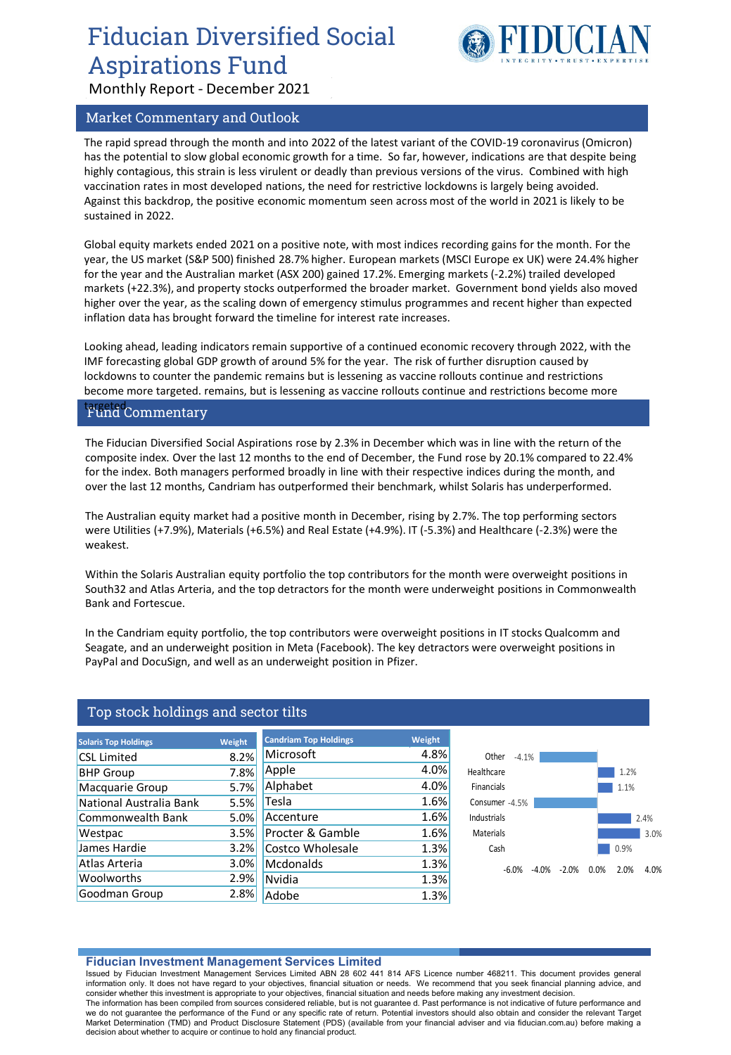# Fiducian Diversified Social Aspirations Fund

Monthly Report - December 2021

## Market Commentary and Outlook

The rapid spread through the month and into 2022 of the latest variant of the COVID-19 coronavirus (Omicron) has the potential to slow global economic growth for a time. So far, however, indications are that despite being highly contagious, this strain is less virulent or deadly than previous versions of the virus. Combined with high vaccination rates in most developed nations, the need for restrictive lockdowns is largely being avoided. Against this backdrop, the positive economic momentum seen across most of the world in 2021 is likely to be sustained in 2022.

Global equity markets ended 2021 on a positive note, with most indices recording gains for the month. For the year, the US market (S&P 500) finished 28.7% higher. European markets (MSCI Europe ex UK) were 24.4% higher for the year and the Australian market (ASX 200) gained 17.2%. Emerging markets (-2.2%) trailed developed markets (+22.3%), and property stocks outperformed the broader market. Government bond yields also moved higher over the year, as the scaling down of emergency stimulus programmes and recent higher than expected inflation data has brought forward the timeline for interest rate increases.

Looking ahead, leading indicators remain supportive of a continued economic recovery through 2022, with the IMF forecasting global GDP growth of around 5% for the year. The risk of further disruption caused by lockdowns to counter the pandemic remains but is lessening as vaccine rollouts continue and restrictions become more targeted. remains, but is lessening as vaccine rollouts continue and restrictions become more targeted.

## Fund Commentary

The Fiducian Diversified Social Aspirations rose by 2.3% in December which was in line with the return of the composite index. Over the last 12 months to the end of December, the Fund rose by 20.1% compared to 22.4% for the index. Both managers performed broadly in line with their respective indices during the month, and over the last 12 months, Candriam has outperformed their benchmark, whilst Solaris has underperformed.

The Australian equity market had a positive month in December, rising by 2.7%. The top performing sectors were Utilities (+7.9%), Materials (+6.5%) and Real Estate (+4.9%). IT (-5.3%) and Healthcare (-2.3%) were the weakest.

Within the Solaris Australian equity portfolio the top contributors for the month were overweight positions in South32 and Atlas Arteria, and the top detractors for the month were underweight positions in Commonwealth Bank and Fortescue.

In the Candriam equity portfolio, the top contributors were overweight positions in IT stocks Qualcomm and Seagate, and an underweight position in Meta (Facebook). The key detractors were overweight positions in PayPal and DocuSign, and well as an underweight position in Pfizer.

## Top stock holdings and sector tilts

| Solaris Top Holdings | Weight |
|---|---|
| CSL Limited | 8.2% |
| BHP Group | 7.8% |
| Macquarie Group | 5.7% |
| National Australia Bank | 5.5% |
| Commonwealth Bank | 5.0% |
| Westpac | 3.5% |
| James Hardie | 3.2% |
| Atlas Arteria | 3.0% |
| Woolworths | 2.9% |
| Goodman Group | 2.8% |

| Candriam Top Holdings | Weight |
|---|---|
| Microsoft | 4.8% |
| Apple | 4.0% |
| Alphabet | 4.0% |
| Tesla | 1.6% |
| Accenture | 1.6% |
| Procter & Gamble | 1.6% |
| Costco Wholesale | 1.3% |
| Mcdonalds | 1.3% |
| Nvidia | 1.3% |
| Adobe | 1.3% |

Other -4.1%
Healthcare 1.2%
Financials 1.1%
Consumer -4.5%
Industrials 2.4%
Materials 3.0%
Cash 0.9%
-6.0% -4.0% -2.0% 0.0% 2.0% 4.0%

**Fiducian Investment Management Services Limited**

Issued by Fiducian Investment Management Services Limited ABN 28 602 441 814 AFS Licence number 468211. This document provides general information only. It does not have regard to your objectives, financial situation or needs. We recommend that you seek financial planning advice, and consider whether this investment is appropriate to your objectives, financial situation and needs before making any investment decision.
The information has been compiled from sources considered reliable, but is not guarantee d. Past performance is not indicative of future performance and we do not guarantee the performance of the Fund or any specific rate of return. Potential investors should also obtain and consider the relevant Target Market Determination (TMD) and Product Disclosure Statement (PDS) (available from your financial adviser and via fiducian.com.au) before making a decision about whether to acquire or continue to hold any financial product.